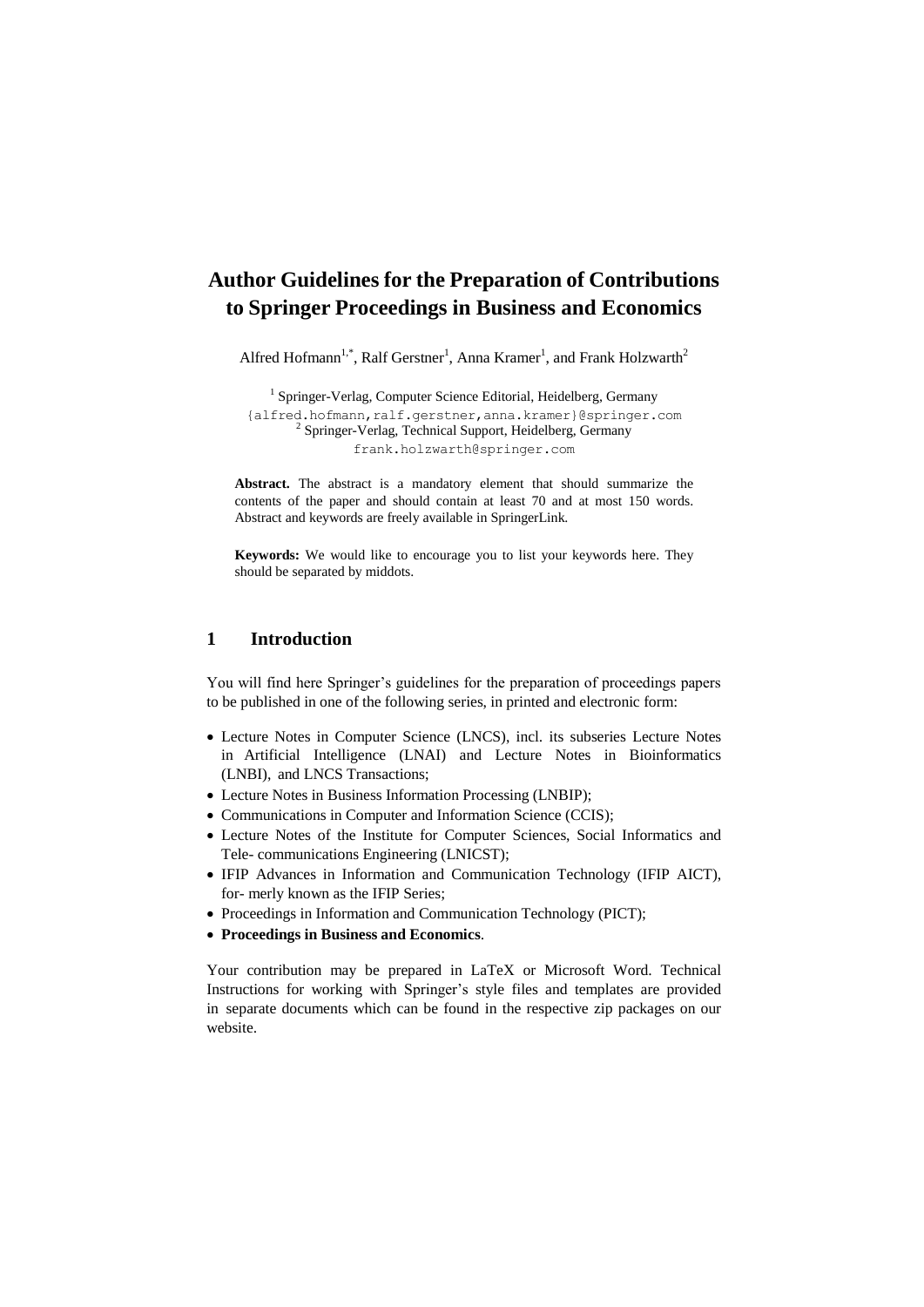# Author Guidelines for the Preparation of Contributions to Springer Proceedings in Business and Economics

Alfred Hofmann[1,*], Ralf Gerstner[1], Anna Kramer[1], and Frank Holzwarth[2]

[1] Springer-Verlag, Computer Science Editorial, Heidelberg, Germany
{alfred.hofmann,ralf.gerstner,anna.kramer}@springer.com
[2] Springer-Verlag, Technical Support, Heidelberg, Germany
frank.holzwarth@springer.com

**Abstract.** The abstract is a mandatory element that should summarize the contents of the paper and should contain at least 70 and at most 150 words. Abstract and keywords are freely available in SpringerLink.

**Keywords:** We would like to encourage you to list your keywords here. They should be separated by middots.

## 1 Introduction

You will find here Springer's guidelines for the preparation of proceedings papers to be published in one of the following series, in printed and electronic form:

- Lecture Notes in Computer Science (LNCS), incl. its subseries Lecture Notes in Artificial Intelligence (LNAI) and Lecture Notes in Bioinformatics (LNBI), and LNCS Transactions;
- Lecture Notes in Business Information Processing (LNBIP);
- Communications in Computer and Information Science (CCIS);
- Lecture Notes of the Institute for Computer Sciences, Social Informatics and Tele- communications Engineering (LNICST);
- IFIP Advances in Information and Communication Technology (IFIP AICT), for- merly known as the IFIP Series;
- Proceedings in Information and Communication Technology (PICT);
- **Proceedings in Business and Economics**.

Your contribution may be prepared in LaTeX or Microsoft Word. Technical Instructions for working with Springer's style files and templates are provided in separate documents which can be found in the respective zip packages on our website.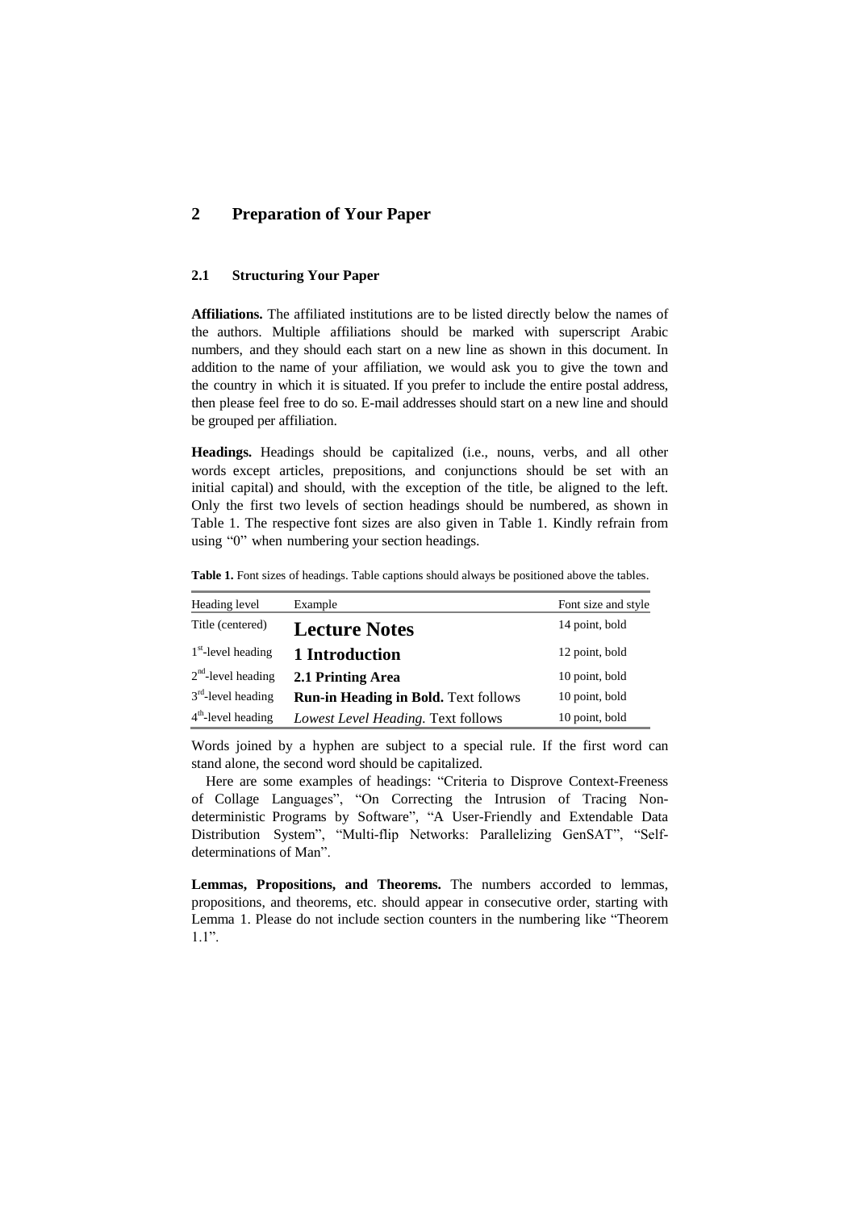# 2 Preparation of Your Paper

## 2.1 Structuring Your Paper

**Affiliations.** The affiliated institutions are to be listed directly below the names of the authors. Multiple affiliations should be marked with superscript Arabic numbers, and they should each start on a new line as shown in this document. In addition to the name of your affiliation, we would ask you to give the town and the country in which it is situated. If you prefer to include the entire postal address, then please feel free to do so. E-mail addresses should start on a new line and should be grouped per affiliation.

**Headings.** Headings should be capitalized (i.e., nouns, verbs, and all other words except articles, prepositions, and conjunctions should be set with an initial capital) and should, with the exception of the title, be aligned to the left. Only the first two levels of section headings should be numbered, as shown in Table 1. The respective font sizes are also given in Table 1. Kindly refrain from using "0" when numbering your section headings.

**Table 1.** Font sizes of headings. Table captions should always be positioned above the tables.

| Heading level | Example | Font size and style |
|---|---|---|
| Title (centered) | **Lecture Notes** | 14 point, bold |
| 1st-level heading | **1 Introduction** | 12 point, bold |
| 2nd-level heading | **2.1 Printing Area** | 10 point, bold |
| 3rd-level heading | **Run-in Heading in Bold.** Text follows | 10 point, bold |
| 4th-level heading | *Lowest Level Heading.* Text follows | 10 point, bold |

Words joined by a hyphen are subject to a special rule. If the first word can stand alone, the second word should be capitalized.

Here are some examples of headings: "Criteria to Disprove Context-Freeness of Collage Languages", "On Correcting the Intrusion of Tracing Non-deterministic Programs by Software", "A User-Friendly and Extendable Data Distribution System", "Multi-flip Networks: Parallelizing GenSAT", "Self-determinations of Man".

**Lemmas, Propositions, and Theorems.** The numbers accorded to lemmas, propositions, and theorems, etc. should appear in consecutive order, starting with Lemma 1. Please do not include section counters in the numbering like "Theorem 1.1".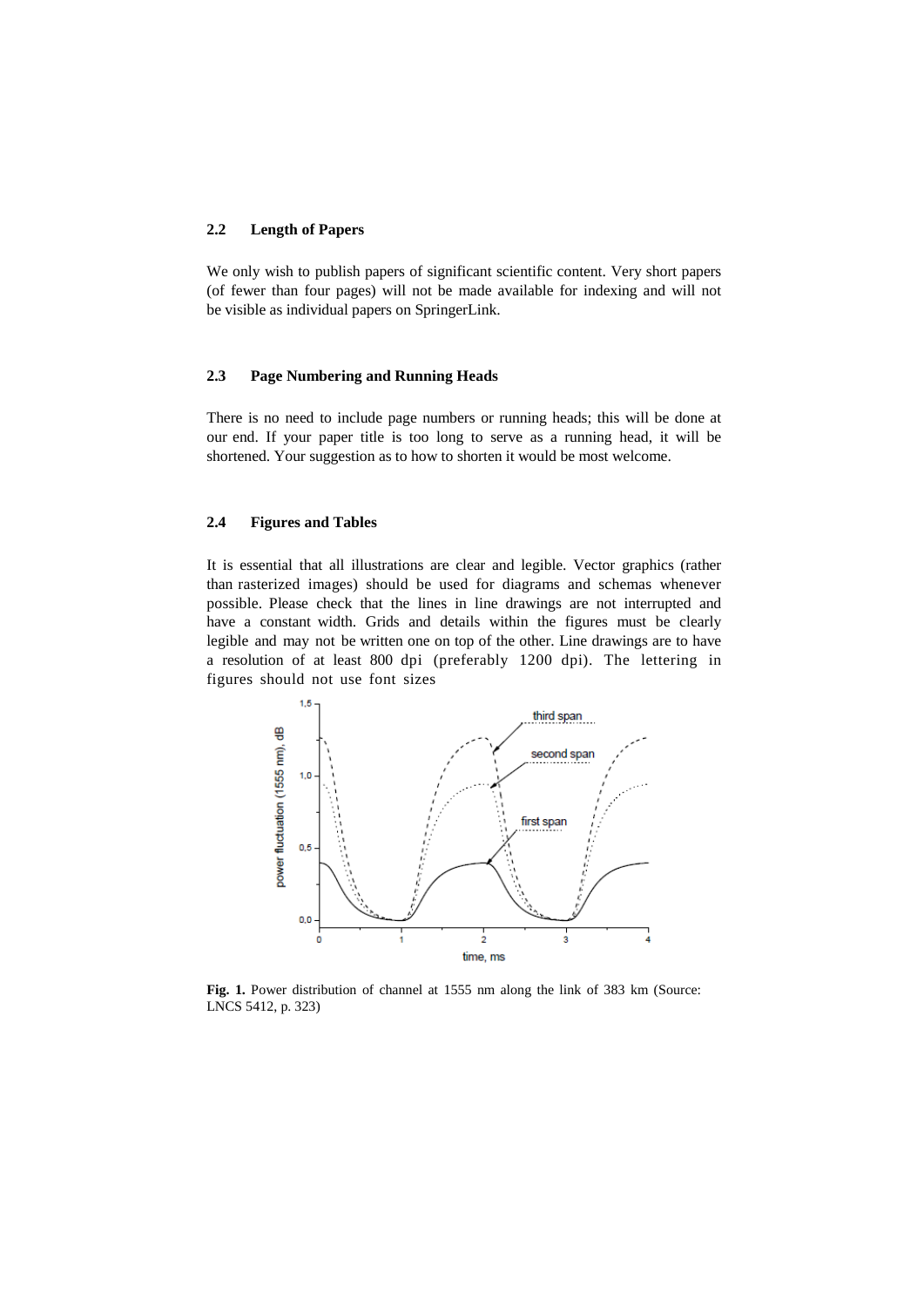### 2.2 Length of Papers

We only wish to publish papers of significant scientific content. Very short papers (of fewer than four pages) will not be made available for indexing and will not be visible as individual papers on SpringerLink.

### 2.3 Page Numbering and Running Heads

There is no need to include page numbers or running heads; this will be done at our end. If your paper title is too long to serve as a running head, it will be shortened. Your suggestion as to how to shorten it would be most welcome.

### 2.4 Figures and Tables

It is essential that all illustrations are clear and legible. Vector graphics (rather than rasterized images) should be used for diagrams and schemas whenever possible. Please check that the lines in line drawings are not interrupted and have a constant width. Grids and details within the figures must be clearly legible and may not be written one on top of the other. Line drawings are to have a resolution of at least 800 dpi (preferably 1200 dpi). The lettering in figures should not use font sizes

**Fig. 1.** Power distribution of channel at 1555 nm along the link of 383 km (Source: LNCS 5412, p. 323)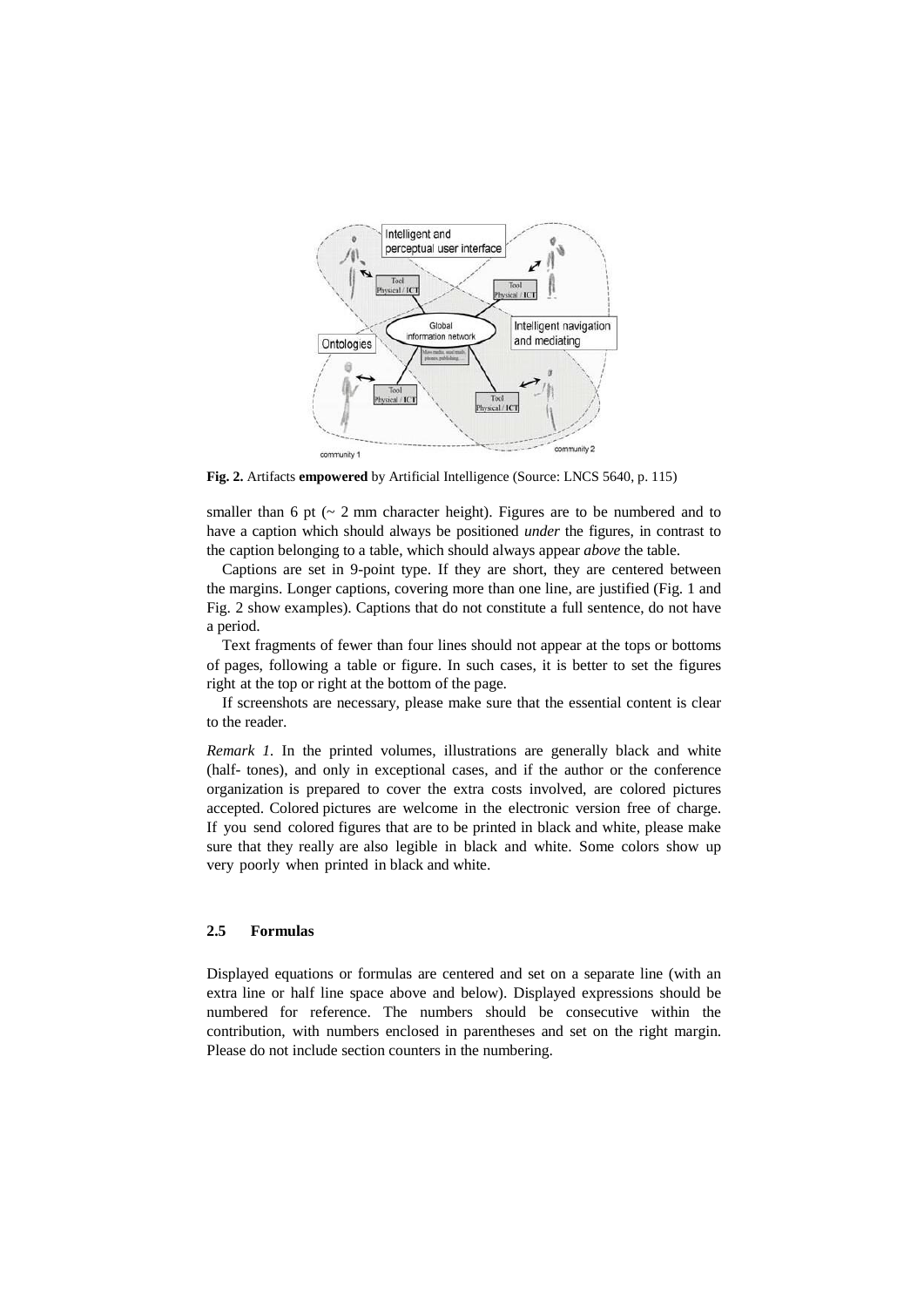**Fig. 2.** Artifacts **empowered** by Artificial Intelligence (Source: LNCS 5640, p. 115)

smaller than 6 pt (~ 2 mm character height). Figures are to be numbered and to have a caption which should always be positioned *under* the figures, in contrast to the caption belonging to a table, which should always appear *above* the table.

Captions are set in 9-point type. If they are short, they are centered between the margins. Longer captions, covering more than one line, are justified (Fig. 1 and Fig. 2 show examples). Captions that do not constitute a full sentence, do not have a period.

Text fragments of fewer than four lines should not appear at the tops or bottoms of pages, following a table or figure. In such cases, it is better to set the figures right at the top or right at the bottom of the page.

If screenshots are necessary, please make sure that the essential content is clear to the reader.

*Remark 1.* In the printed volumes, illustrations are generally black and white (half- tones), and only in exceptional cases, and if the author or the conference organization is prepared to cover the extra costs involved, are colored pictures accepted. Colored pictures are welcome in the electronic version free of charge. If you send colored figures that are to be printed in black and white, please make sure that they really are also legible in black and white. Some colors show up very poorly when printed in black and white.

### 2.5 Formulas

Displayed equations or formulas are centered and set on a separate line (with an extra line or half line space above and below). Displayed expressions should be numbered for reference. The numbers should be consecutive within the contribution, with numbers enclosed in parentheses and set on the right margin. Please do not include section counters in the numbering.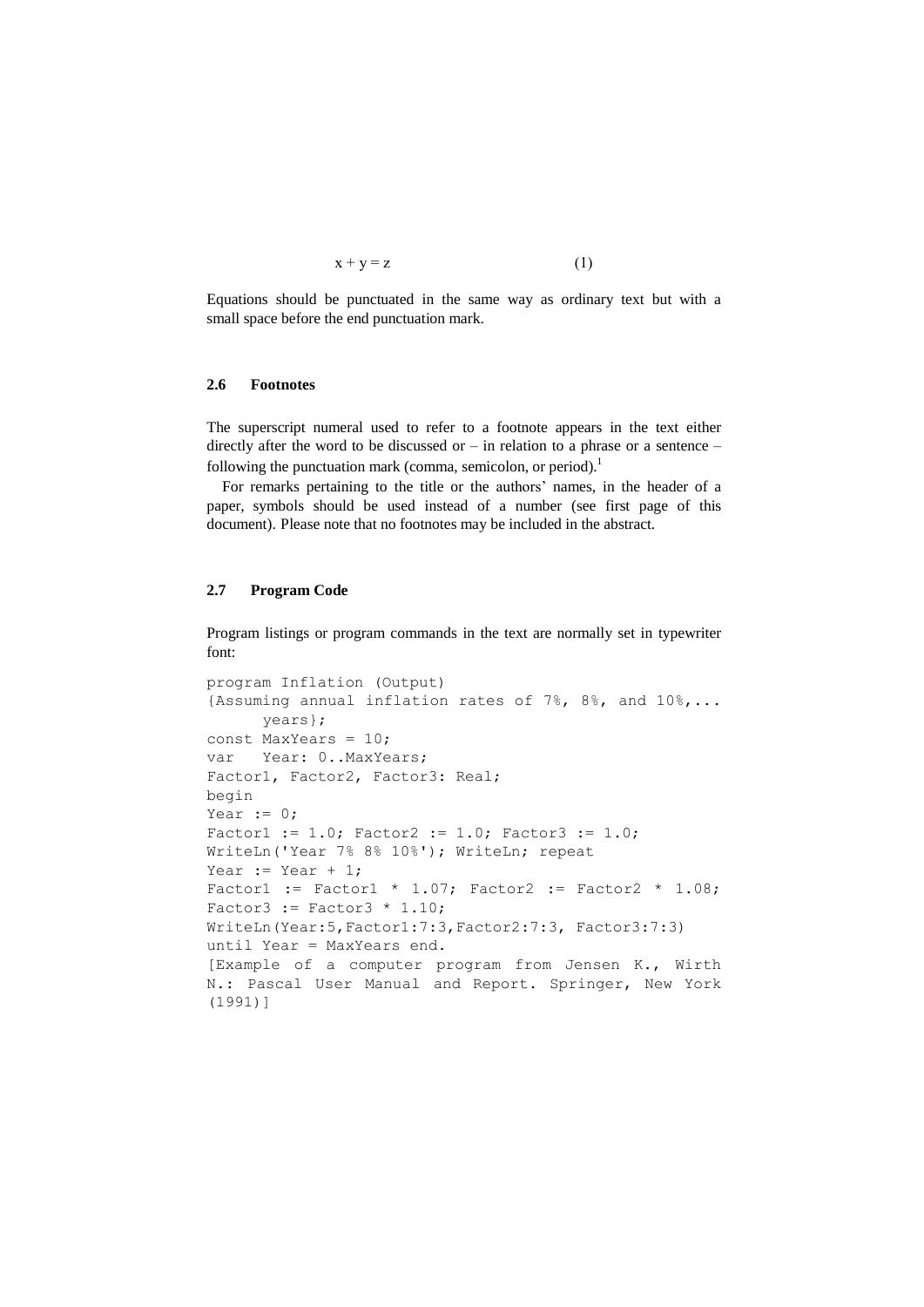$$x + y = z \tag{1}$$

Equations should be punctuated in the same way as ordinary text but with a small space before the end punctuation mark.

### 2.6 Footnotes

The superscript numeral used to refer to a footnote appears in the text either directly after the word to be discussed or – in relation to a phrase or a sentence – following the punctuation mark (comma, semicolon, or period).[1]

For remarks pertaining to the title or the authors' names, in the header of a paper, symbols should be used instead of a number (see first page of this document). Please note that no footnotes may be included in the abstract.

### 2.7 Program Code

Program listings or program commands in the text are normally set in typewriter font:

```
program Inflation (Output)
{Assuming annual inflation rates of 7%, 8%, and 10%,...
      years};
const MaxYears = 10;
var   Year: 0..MaxYears;
Factor1, Factor2, Factor3: Real;
begin
Year := 0;
Factor1 := 1.0; Factor2 := 1.0; Factor3 := 1.0;
WriteLn('Year 7% 8% 10%'); WriteLn; repeat
Year := Year + 1;
Factor1 := Factor1 * 1.07; Factor2 := Factor2 * 1.08;
Factor3 := Factor3 * 1.10;
WriteLn(Year:5,Factor1:7:3,Factor2:7:3, Factor3:7:3)
until Year = MaxYears end.
[Example of a computer program from Jensen K., Wirth
N.: Pascal User Manual and Report. Springer, New York
(1991)]
```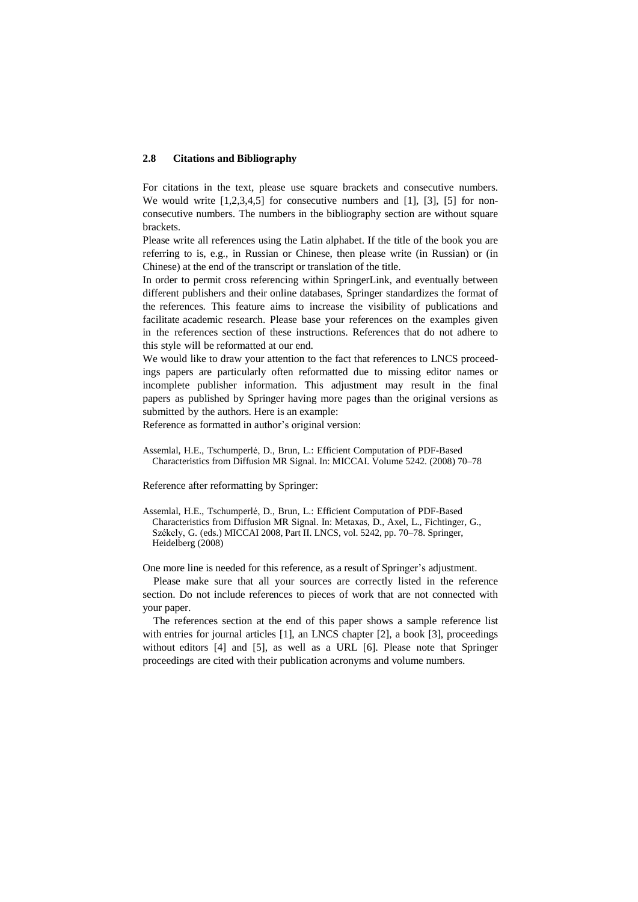### 2.8 Citations and Bibliography

For citations in the text, please use square brackets and consecutive numbers. We would write [1,2,3,4,5] for consecutive numbers and [1], [3], [5] for non-consecutive numbers. The numbers in the bibliography section are without square brackets.

Please write all references using the Latin alphabet. If the title of the book you are referring to is, e.g., in Russian or Chinese, then please write (in Russian) or (in Chinese) at the end of the transcript or translation of the title.

In order to permit cross referencing within SpringerLink, and eventually between different publishers and their online databases, Springer standardizes the format of the references. This feature aims to increase the visibility of publications and facilitate academic research. Please base your references on the examples given in the references section of these instructions. References that do not adhere to this style will be reformatted at our end.

We would like to draw your attention to the fact that references to LNCS proceedings papers are particularly often reformatted due to missing editor names or incomplete publisher information. This adjustment may result in the final papers as published by Springer having more pages than the original versions as submitted by the authors. Here is an example:

Reference as formatted in author's original version:

Assemlal, H.E., Tschumperlé, D., Brun, L.: Efficient Computation of PDF-Based Characteristics from Diffusion MR Signal. In: MICCAI. Volume 5242. (2008) 70–78

Reference after reformatting by Springer:

Assemlal, H.E., Tschumperlé, D., Brun, L.: Efficient Computation of PDF-Based Characteristics from Diffusion MR Signal. In: Metaxas, D., Axel, L., Fichtinger, G., Székely, G. (eds.) MICCAI 2008, Part II. LNCS, vol. 5242, pp. 70–78. Springer, Heidelberg (2008)

One more line is needed for this reference, as a result of Springer's adjustment.

Please make sure that all your sources are correctly listed in the reference section. Do not include references to pieces of work that are not connected with your paper.

The references section at the end of this paper shows a sample reference list with entries for journal articles [1], an LNCS chapter [2], a book [3], proceedings without editors [4] and [5], as well as a URL [6]. Please note that Springer proceedings are cited with their publication acronyms and volume numbers.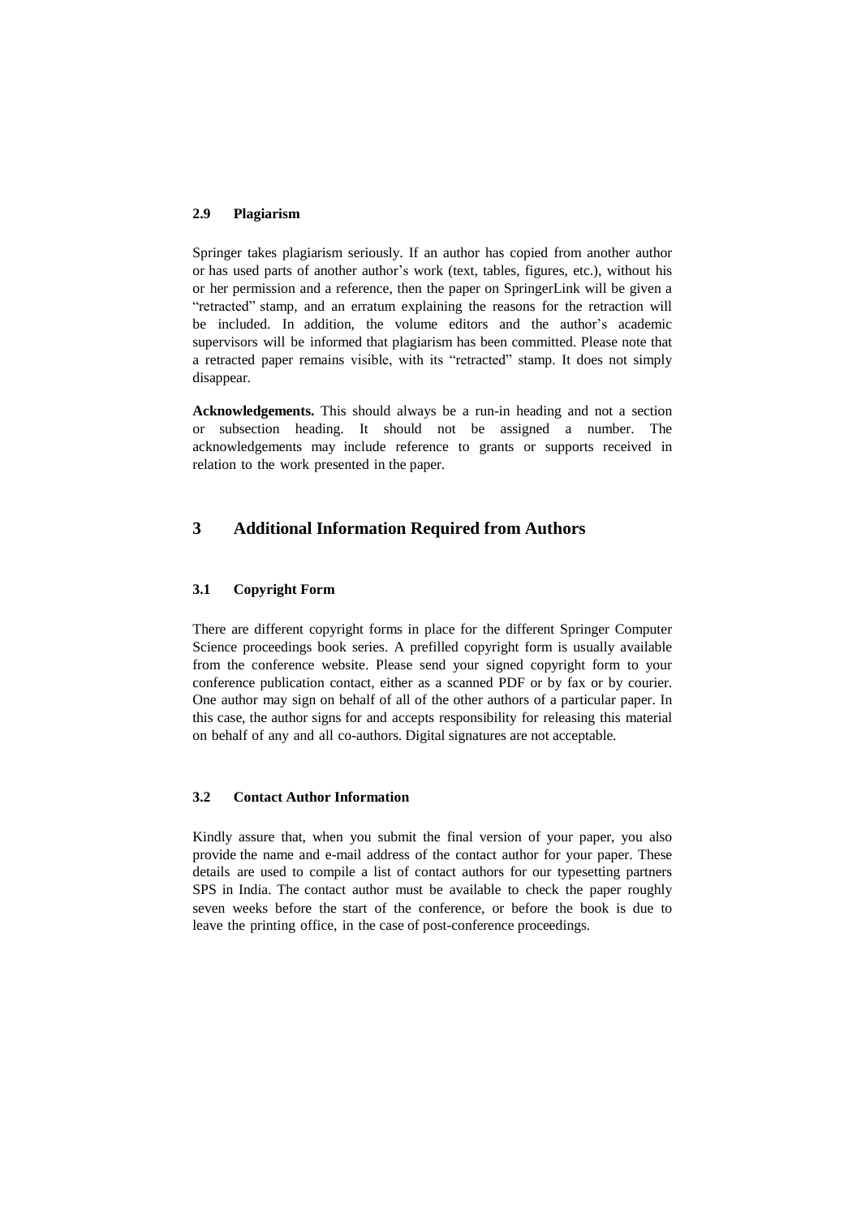### 2.9 Plagiarism

Springer takes plagiarism seriously. If an author has copied from another author or has used parts of another author's work (text, tables, figures, etc.), without his or her permission and a reference, then the paper on SpringerLink will be given a "retracted" stamp, and an erratum explaining the reasons for the retraction will be included. In addition, the volume editors and the author's academic supervisors will be informed that plagiarism has been committed. Please note that a retracted paper remains visible, with its "retracted" stamp. It does not simply disappear.

**Acknowledgements.** This should always be a run-in heading and not a section or subsection heading. It should not be assigned a number. The acknowledgements may include reference to grants or supports received in relation to the work presented in the paper.

## 3 Additional Information Required from Authors

### 3.1 Copyright Form

There are different copyright forms in place for the different Springer Computer Science proceedings book series. A prefilled copyright form is usually available from the conference website. Please send your signed copyright form to your conference publication contact, either as a scanned PDF or by fax or by courier. One author may sign on behalf of all of the other authors of a particular paper. In this case, the author signs for and accepts responsibility for releasing this material on behalf of any and all co-authors. Digital signatures are not acceptable.

### 3.2 Contact Author Information

Kindly assure that, when you submit the final version of your paper, you also provide the name and e-mail address of the contact author for your paper. These details are used to compile a list of contact authors for our typesetting partners SPS in India. The contact author must be available to check the paper roughly seven weeks before the start of the conference, or before the book is due to leave the printing office, in the case of post-conference proceedings.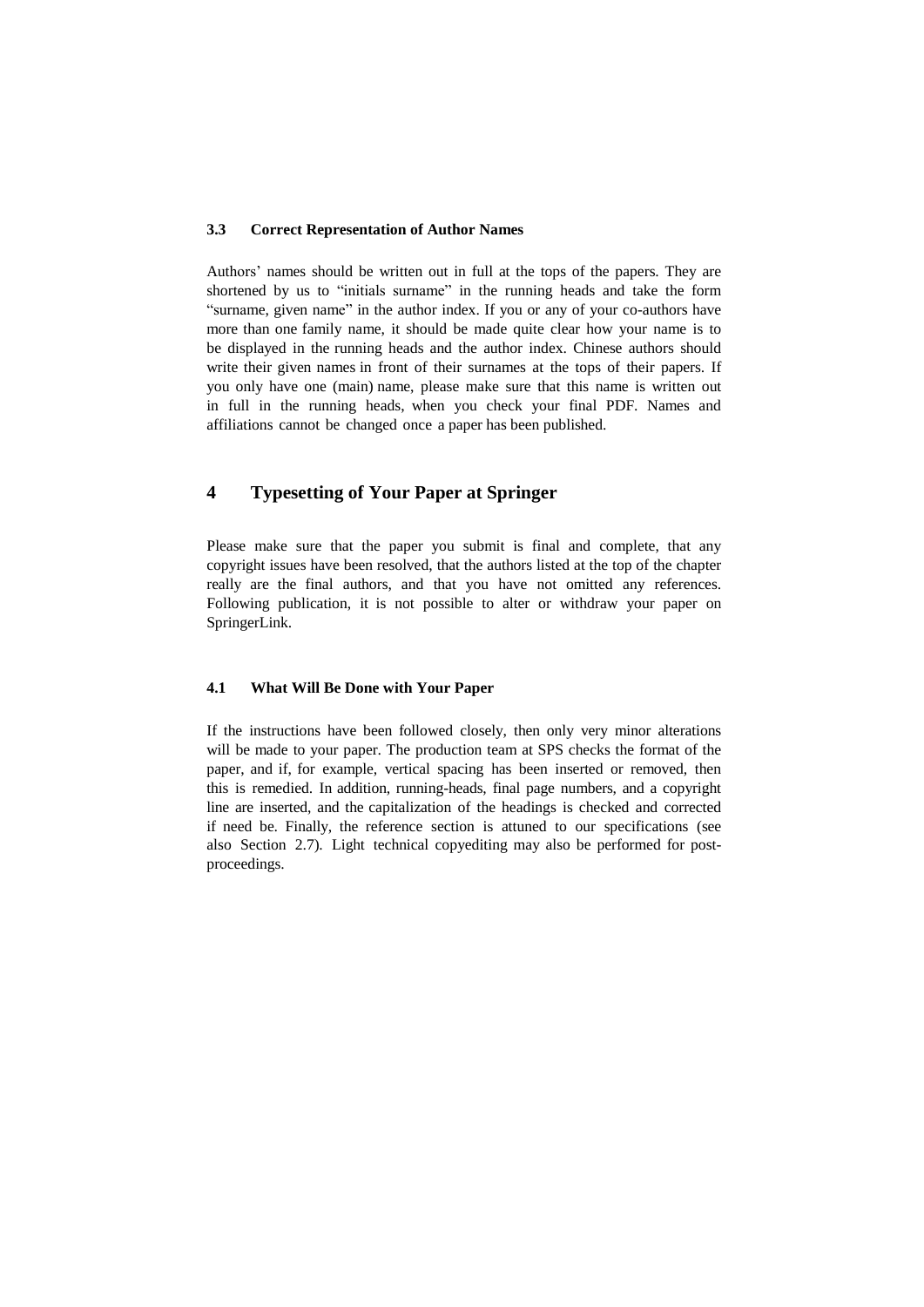### 3.3 Correct Representation of Author Names

Authors' names should be written out in full at the tops of the papers. They are shortened by us to "initials surname" in the running heads and take the form "surname, given name" in the author index. If you or any of your co-authors have more than one family name, it should be made quite clear how your name is to be displayed in the running heads and the author index. Chinese authors should write their given names in front of their surnames at the tops of their papers. If you only have one (main) name, please make sure that this name is written out in full in the running heads, when you check your final PDF. Names and affiliations cannot be changed once a paper has been published.

## 4 Typesetting of Your Paper at Springer

Please make sure that the paper you submit is final and complete, that any copyright issues have been resolved, that the authors listed at the top of the chapter really are the final authors, and that you have not omitted any references. Following publication, it is not possible to alter or withdraw your paper on SpringerLink.

### 4.1 What Will Be Done with Your Paper

If the instructions have been followed closely, then only very minor alterations will be made to your paper. The production team at SPS checks the format of the paper, and if, for example, vertical spacing has been inserted or removed, then this is remedied. In addition, running-heads, final page numbers, and a copyright line are inserted, and the capitalization of the headings is checked and corrected if need be. Finally, the reference section is attuned to our specifications (see also Section 2.7). Light technical copyediting may also be performed for post-proceedings.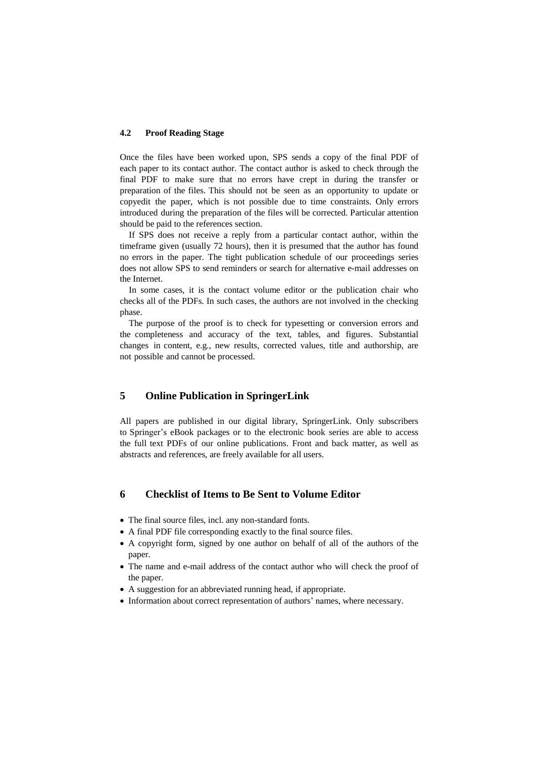### 4.2 Proof Reading Stage

Once the files have been worked upon, SPS sends a copy of the final PDF of each paper to its contact author. The contact author is asked to check through the final PDF to make sure that no errors have crept in during the transfer or preparation of the files. This should not be seen as an opportunity to update or copyedit the paper, which is not possible due to time constraints. Only errors introduced during the preparation of the files will be corrected. Particular attention should be paid to the references section.

If SPS does not receive a reply from a particular contact author, within the timeframe given (usually 72 hours), then it is presumed that the author has found no errors in the paper. The tight publication schedule of our proceedings series does not allow SPS to send reminders or search for alternative e-mail addresses on the Internet.

In some cases, it is the contact volume editor or the publication chair who checks all of the PDFs. In such cases, the authors are not involved in the checking phase.

The purpose of the proof is to check for typesetting or conversion errors and the completeness and accuracy of the text, tables, and figures. Substantial changes in content, e.g., new results, corrected values, title and authorship, are not possible and cannot be processed.

## 5 Online Publication in SpringerLink

All papers are published in our digital library, SpringerLink. Only subscribers to Springer's eBook packages or to the electronic book series are able to access the full text PDFs of our online publications. Front and back matter, as well as abstracts and references, are freely available for all users.

## 6 Checklist of Items to Be Sent to Volume Editor

- The final source files, incl. any non-standard fonts.
- A final PDF file corresponding exactly to the final source files.
- A copyright form, signed by one author on behalf of all of the authors of the paper.
- The name and e-mail address of the contact author who will check the proof of the paper.
- A suggestion for an abbreviated running head, if appropriate.
- Information about correct representation of authors' names, where necessary.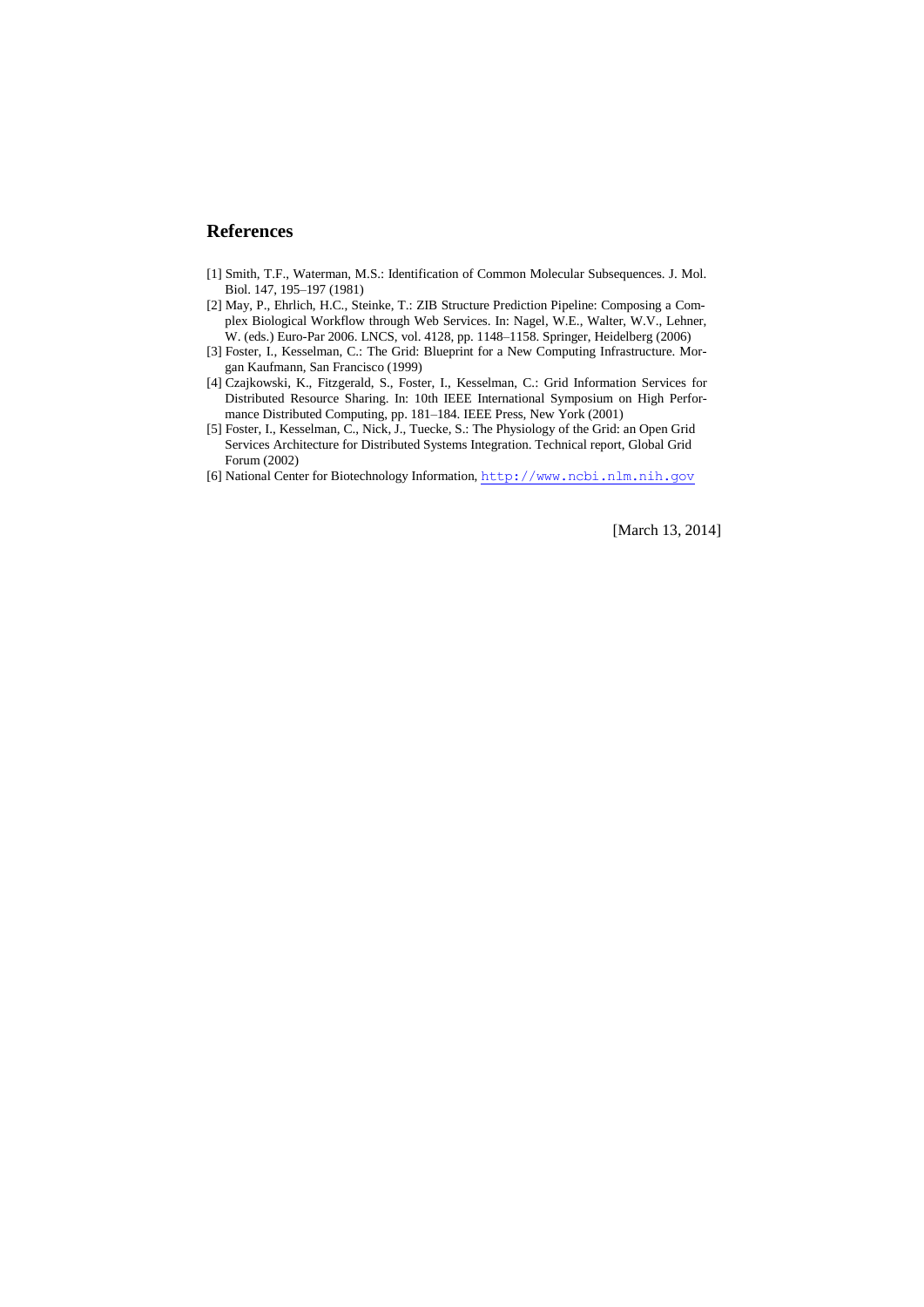## References

[1] Smith, T.F., Waterman, M.S.: Identification of Common Molecular Subsequences. J. Mol. Biol. 147, 195–197 (1981)

[2] May, P., Ehrlich, H.C., Steinke, T.: ZIB Structure Prediction Pipeline: Composing a Complex Biological Workflow through Web Services. In: Nagel, W.E., Walter, W.V., Lehner, W. (eds.) Euro-Par 2006. LNCS, vol. 4128, pp. 1148–1158. Springer, Heidelberg (2006)

[3] Foster, I., Kesselman, C.: The Grid: Blueprint for a New Computing Infrastructure. Morgan Kaufmann, San Francisco (1999)

[4] Czajkowski, K., Fitzgerald, S., Foster, I., Kesselman, C.: Grid Information Services for Distributed Resource Sharing. In: 10th IEEE International Symposium on High Performance Distributed Computing, pp. 181–184. IEEE Press, New York (2001)

[5] Foster, I., Kesselman, C., Nick, J., Tuecke, S.: The Physiology of the Grid: an Open Grid Services Architecture for Distributed Systems Integration. Technical report, Global Grid Forum (2002)

[6] National Center for Biotechnology Information, http://www.ncbi.nlm.nih.gov

[March 13, 2014]